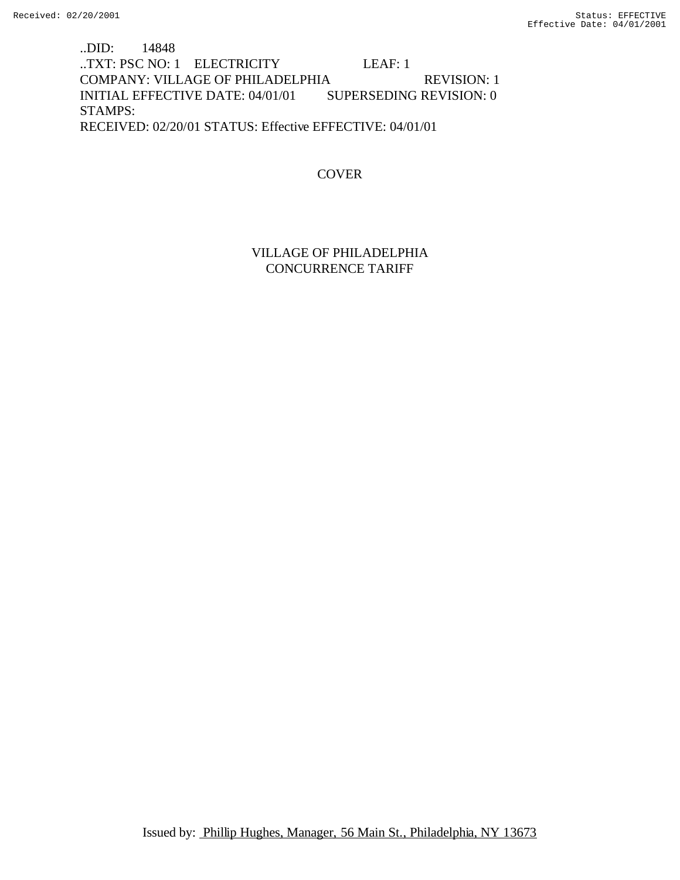..DID: 14848
..TXT: PSC NO: 1 ELECTRICITY LEAF: 1
COMPANY: VILLAGE OF PHILADELPHIA REVISION: 1
INITIAL EFFECTIVE DATE: 04/01/01 SUPERSEDING REVISION: 0
STAMPS:
RECEIVED: 02/20/01 STATUS: Effective EFFECTIVE: 04/01/01

COVER

VILLAGE OF PHILADELPHIA
CONCURRENCE TARIFF

Issued by: Phillip Hughes, Manager, 56 Main St., Philadelphia, NY 13673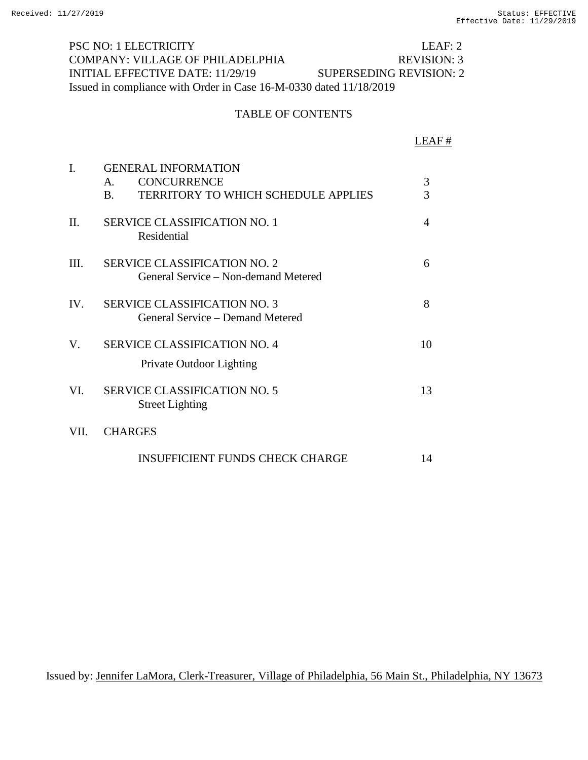PSC NO: 1 ELECTRICITY LEAF: 2
COMPANY: VILLAGE OF PHILADELPHIA REVISION: 3
INITIAL EFFECTIVE DATE: 11/29/19 SUPERSEDING REVISION: 2
Issued in compliance with Order in Case 16-M-0330 dated 11/18/2019

# TABLE OF CONTENTS

| | | LEAF # |
|---|---|---|
| I. | GENERAL INFORMATION | |
| | A. CONCURRENCE | 3 |
| | B. TERRITORY TO WHICH SCHEDULE APPLIES | 3 |
| II. | SERVICE CLASSIFICATION NO. 1<br>Residential | 4 |
| III. | SERVICE CLASSIFICATION NO. 2<br>General Service – Non-demand Metered | 6 |
| IV. | SERVICE CLASSIFICATION NO. 3<br>General Service – Demand Metered | 8 |
| V. | SERVICE CLASSIFICATION NO. 4<br>Private Outdoor Lighting | 10 |
| VI. | SERVICE CLASSIFICATION NO. 5<br>Street Lighting | 13 |
| VII. | CHARGES | |
| | INSUFFICIENT FUNDS CHECK CHARGE | 14 |

Issued by: Jennifer LaMora, Clerk-Treasurer, Village of Philadelphia, 56 Main St., Philadelphia, NY 13673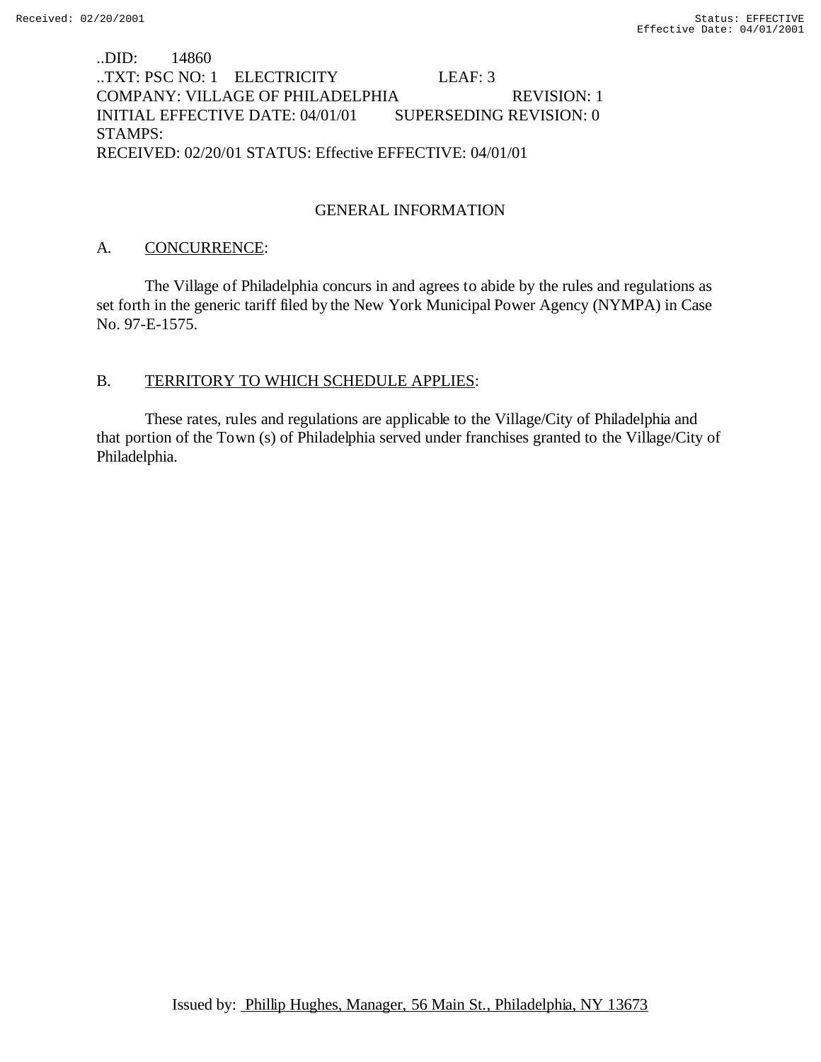..DID: 14860
..TXT: PSC NO: 1 ELECTRICITY LEAF: 3
COMPANY: VILLAGE OF PHILADELPHIA REVISION: 1
INITIAL EFFECTIVE DATE: 04/01/01 SUPERSEDING REVISION: 0
STAMPS:
RECEIVED: 02/20/01 STATUS: Effective EFFECTIVE: 04/01/01

## GENERAL INFORMATION

A. CONCURRENCE:

The Village of Philadelphia concurs in and agrees to abide by the rules and regulations as set forth in the generic tariff filed by the New York Municipal Power Agency (NYMPA) in Case No. 97-E-1575.

B. TERRITORY TO WHICH SCHEDULE APPLIES:

These rates, rules and regulations are applicable to the Village/City of Philadelphia and that portion of the Town (s) of Philadelphia served under franchises granted to the Village/City of Philadelphia.

Issued by: Phillip Hughes, Manager, 56 Main St., Philadelphia, NY 13673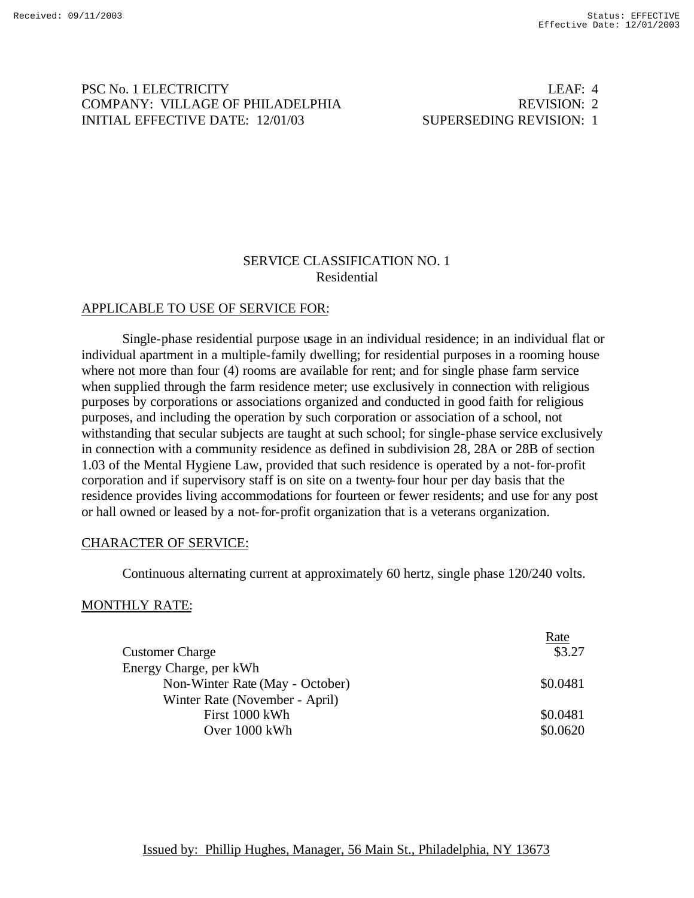PSC No. 1 ELECTRICITY LEAF: 4
COMPANY: VILLAGE OF PHILADELPHIA REVISION: 2
INITIAL EFFECTIVE DATE: 12/01/03 SUPERSEDING REVISION: 1

## SERVICE CLASSIFICATION NO. 1
## Residential

APPLICABLE TO USE OF SERVICE FOR:

Single-phase residential purpose usage in an individual residence; in an individual flat or individual apartment in a multiple-family dwelling; for residential purposes in a rooming house where not more than four (4) rooms are available for rent; and for single phase farm service when supplied through the farm residence meter; use exclusively in connection with religious purposes by corporations or associations organized and conducted in good faith for religious purposes, and including the operation by such corporation or association of a school, not withstanding that secular subjects are taught at such school; for single-phase service exclusively in connection with a community residence as defined in subdivision 28, 28A or 28B of section 1.03 of the Mental Hygiene Law, provided that such residence is operated by a not-for-profit corporation and if supervisory staff is on site on a twenty-four hour per day basis that the residence provides living accommodations for fourteen or fewer residents; and use for any post or hall owned or leased by a not-for-profit organization that is a veterans organization.

CHARACTER OF SERVICE:

Continuous alternating current at approximately 60 hertz, single phase 120/240 volts.

MONTHLY RATE:

| | Rate |
|---|---|
| Customer Charge | $3.27 |
| Energy Charge, per kWh | |
| Non-Winter Rate (May - October) | $0.0481 |
| Winter Rate (November - April) | |
| First 1000 kWh | $0.0481 |
| Over 1000 kWh | $0.0620 |

Issued by: Phillip Hughes, Manager, 56 Main St., Philadelphia, NY 13673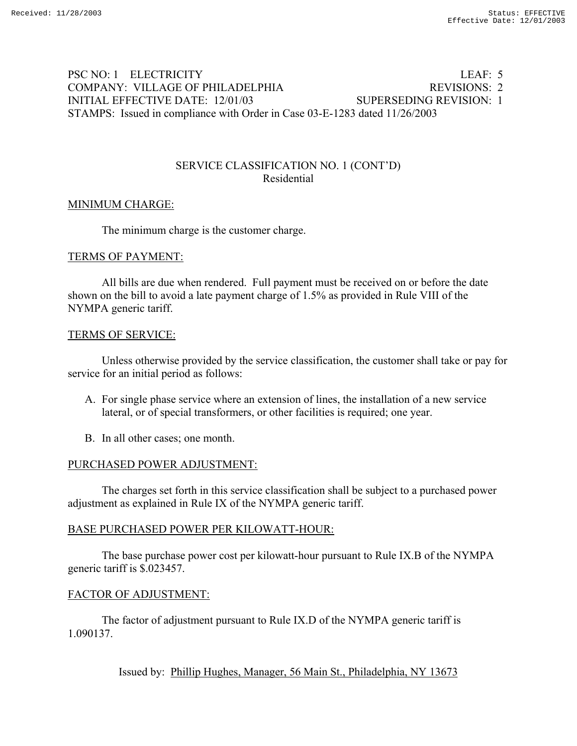PSC NO: 1 ELECTRICITY LEAF: 5
COMPANY: VILLAGE OF PHILADELPHIA REVISIONS: 2
INITIAL EFFECTIVE DATE: 12/01/03 SUPERSEDING REVISION: 1
STAMPS: Issued in compliance with Order in Case 03-E-1283 dated 11/26/2003

## SERVICE CLASSIFICATION NO. 1 (CONT'D)
### Residential

MINIMUM CHARGE:

The minimum charge is the customer charge.

TERMS OF PAYMENT:

All bills are due when rendered. Full payment must be received on or before the date shown on the bill to avoid a late payment charge of 1.5% as provided in Rule VIII of the NYMPA generic tariff.

TERMS OF SERVICE:

Unless otherwise provided by the service classification, the customer shall take or pay for service for an initial period as follows:

A. For single phase service where an extension of lines, the installation of a new service lateral, or of special transformers, or other facilities is required; one year.

B. In all other cases; one month.

PURCHASED POWER ADJUSTMENT:

The charges set forth in this service classification shall be subject to a purchased power adjustment as explained in Rule IX of the NYMPA generic tariff.

BASE PURCHASED POWER PER KILOWATT-HOUR:

The base purchase power cost per kilowatt-hour pursuant to Rule IX.B of the NYMPA generic tariff is $.023457.

FACTOR OF ADJUSTMENT:

The factor of adjustment pursuant to Rule IX.D of the NYMPA generic tariff is 1.090137.

Issued by: Phillip Hughes, Manager, 56 Main St., Philadelphia, NY 13673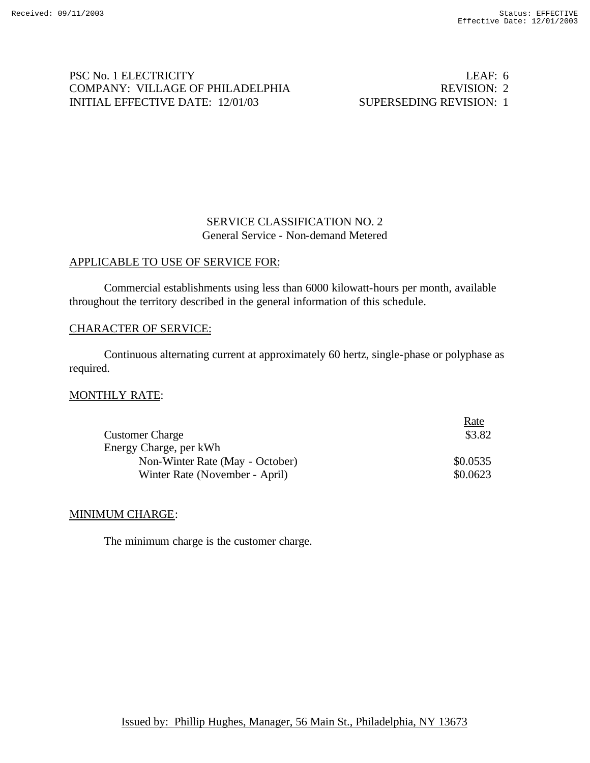PSC No. 1 ELECTRICITY　　LEAF: 6
COMPANY: VILLAGE OF PHILADELPHIA　　REVISION: 2
INITIAL EFFECTIVE DATE: 12/01/03　　SUPERSEDING REVISION: 1

## SERVICE CLASSIFICATION NO. 2
### General Service - Non-demand Metered

APPLICABLE TO USE OF SERVICE FOR:

Commercial establishments using less than 6000 kilowatt-hours per month, available throughout the territory described in the general information of this schedule.

CHARACTER OF SERVICE:

Continuous alternating current at approximately 60 hertz, single-phase or polyphase as required.

MONTHLY RATE:

| | Rate |
|---|---|
| Customer Charge | $3.82 |
| Energy Charge, per kWh | |
| Non-Winter Rate (May - October) | $0.0535 |
| Winter Rate (November - April) | $0.0623 |

MINIMUM CHARGE:

The minimum charge is the customer charge.

Issued by: Phillip Hughes, Manager, 56 Main St., Philadelphia, NY 13673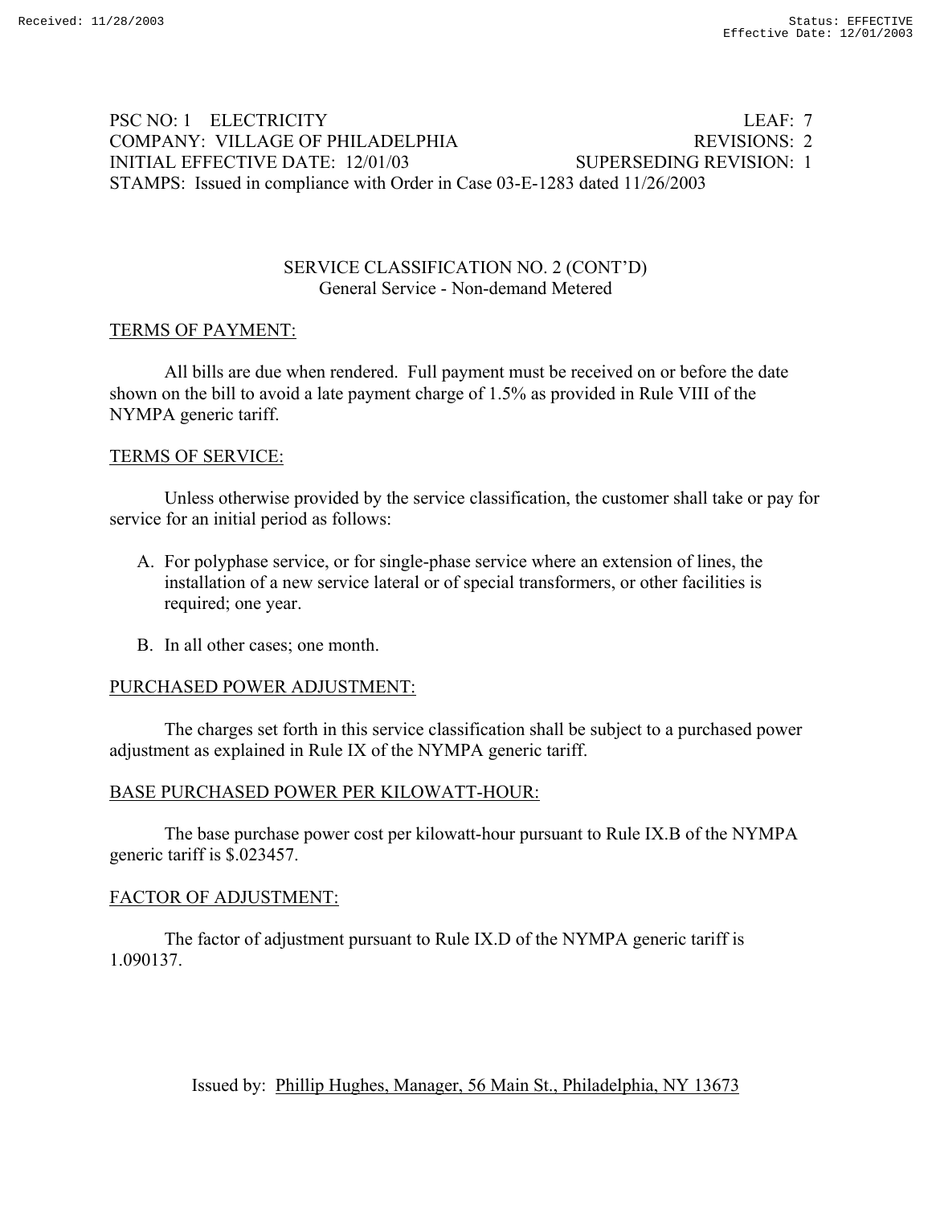PSC NO: 1 ELECTRICITY LEAF: 7
COMPANY: VILLAGE OF PHILADELPHIA REVISIONS: 2
INITIAL EFFECTIVE DATE: 12/01/03 SUPERSEDING REVISION: 1
STAMPS: Issued in compliance with Order in Case 03-E-1283 dated 11/26/2003

## SERVICE CLASSIFICATION NO. 2 (CONT'D)
### General Service - Non-demand Metered

TERMS OF PAYMENT:

All bills are due when rendered. Full payment must be received on or before the date shown on the bill to avoid a late payment charge of 1.5% as provided in Rule VIII of the NYMPA generic tariff.

TERMS OF SERVICE:

Unless otherwise provided by the service classification, the customer shall take or pay for service for an initial period as follows:

A. For polyphase service, or for single-phase service where an extension of lines, the installation of a new service lateral or of special transformers, or other facilities is required; one year.

B. In all other cases; one month.

PURCHASED POWER ADJUSTMENT:

The charges set forth in this service classification shall be subject to a purchased power adjustment as explained in Rule IX of the NYMPA generic tariff.

BASE PURCHASED POWER PER KILOWATT-HOUR:

The base purchase power cost per kilowatt-hour pursuant to Rule IX.B of the NYMPA generic tariff is $.023457.

FACTOR OF ADJUSTMENT:

The factor of adjustment pursuant to Rule IX.D of the NYMPA generic tariff is 1.090137.

Issued by: Phillip Hughes, Manager, 56 Main St., Philadelphia, NY 13673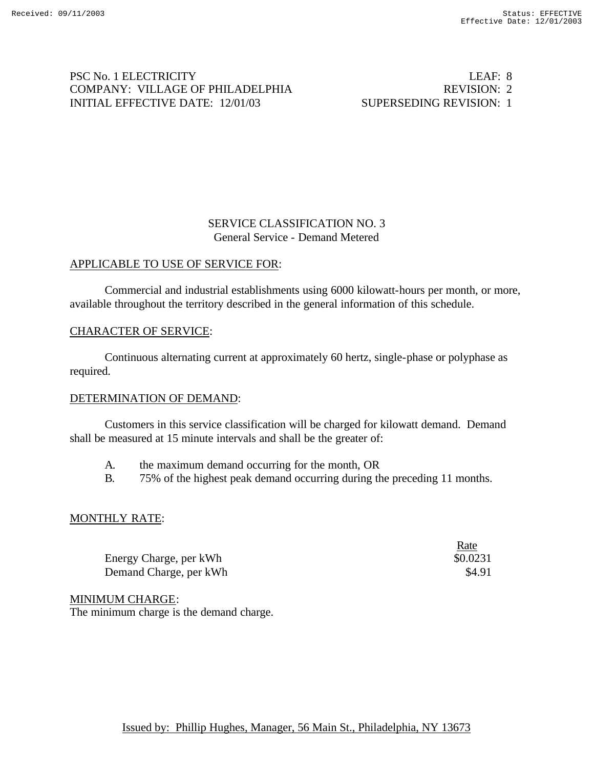PSC No. 1 ELECTRICITY LEAF: 8
COMPANY: VILLAGE OF PHILADELPHIA REVISION: 2
INITIAL EFFECTIVE DATE: 12/01/03 SUPERSEDING REVISION: 1

## SERVICE CLASSIFICATION NO. 3
### General Service - Demand Metered

APPLICABLE TO USE OF SERVICE FOR:

Commercial and industrial establishments using 6000 kilowatt-hours per month, or more, available throughout the territory described in the general information of this schedule.

CHARACTER OF SERVICE:

Continuous alternating current at approximately 60 hertz, single-phase or polyphase as required.

DETERMINATION OF DEMAND:

Customers in this service classification will be charged for kilowatt demand. Demand shall be measured at 15 minute intervals and shall be the greater of:

A. the maximum demand occurring for the month, OR
B. 75% of the highest peak demand occurring during the preceding 11 months.

MONTHLY RATE:

| | Rate |
|---|---|
| Energy Charge, per kWh | $0.0231 |
| Demand Charge, per kWh | $4.91 |

MINIMUM CHARGE:
The minimum charge is the demand charge.

Issued by: Phillip Hughes, Manager, 56 Main St., Philadelphia, NY 13673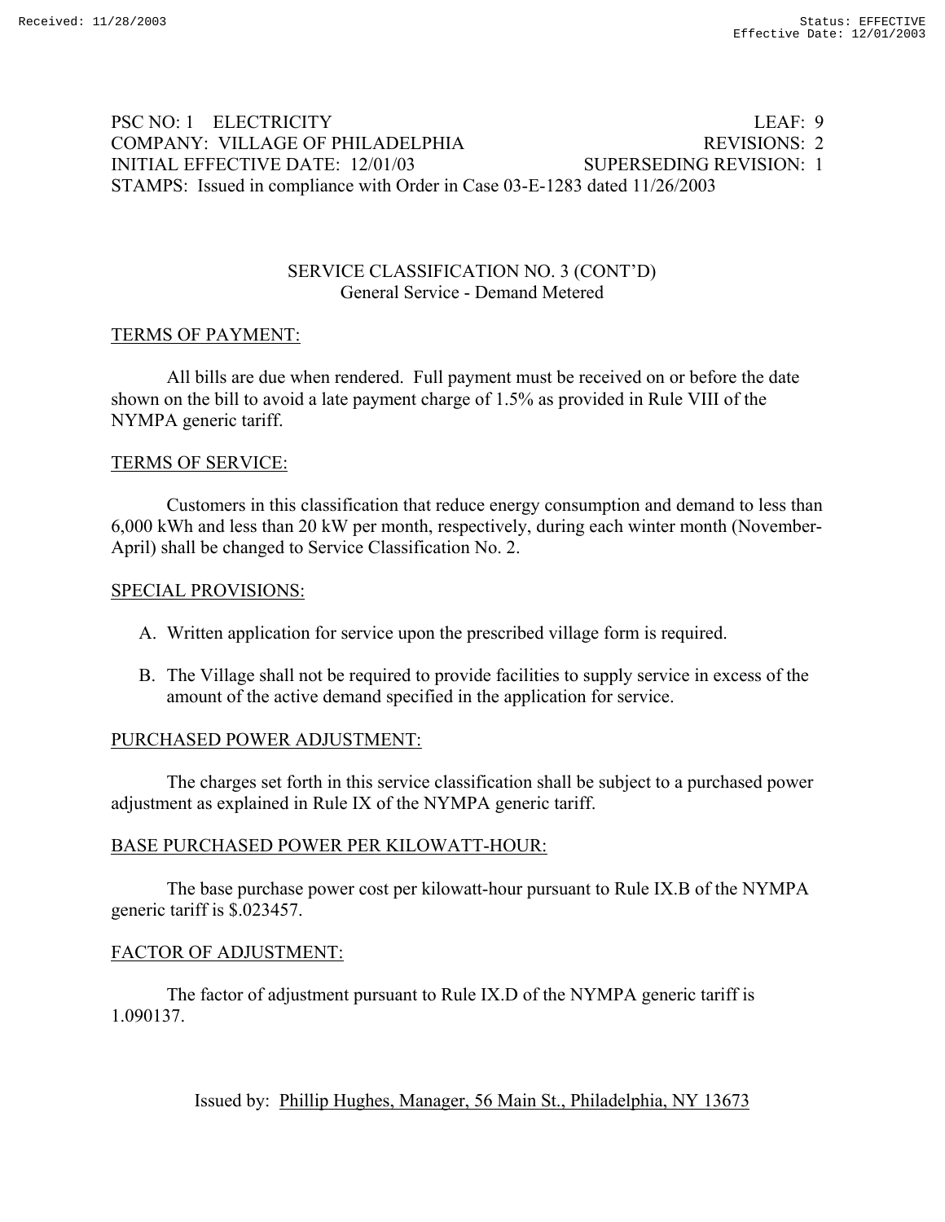PSC NO: 1 ELECTRICITY LEAF: 9
COMPANY: VILLAGE OF PHILADELPHIA REVISIONS: 2
INITIAL EFFECTIVE DATE: 12/01/03 SUPERSEDING REVISION: 1
STAMPS: Issued in compliance with Order in Case 03-E-1283 dated 11/26/2003

## SERVICE CLASSIFICATION NO. 3 (CONT'D)
### General Service - Demand Metered

TERMS OF PAYMENT:

All bills are due when rendered. Full payment must be received on or before the date shown on the bill to avoid a late payment charge of 1.5% as provided in Rule VIII of the NYMPA generic tariff.

TERMS OF SERVICE:

Customers in this classification that reduce energy consumption and demand to less than 6,000 kWh and less than 20 kW per month, respectively, during each winter month (November-April) shall be changed to Service Classification No. 2.

SPECIAL PROVISIONS:

A. Written application for service upon the prescribed village form is required.

B. The Village shall not be required to provide facilities to supply service in excess of the amount of the active demand specified in the application for service.

PURCHASED POWER ADJUSTMENT:

The charges set forth in this service classification shall be subject to a purchased power adjustment as explained in Rule IX of the NYMPA generic tariff.

BASE PURCHASED POWER PER KILOWATT-HOUR:

The base purchase power cost per kilowatt-hour pursuant to Rule IX.B of the NYMPA generic tariff is $.023457.

FACTOR OF ADJUSTMENT:

The factor of adjustment pursuant to Rule IX.D of the NYMPA generic tariff is 1.090137.

Issued by: Phillip Hughes, Manager, 56 Main St., Philadelphia, NY 13673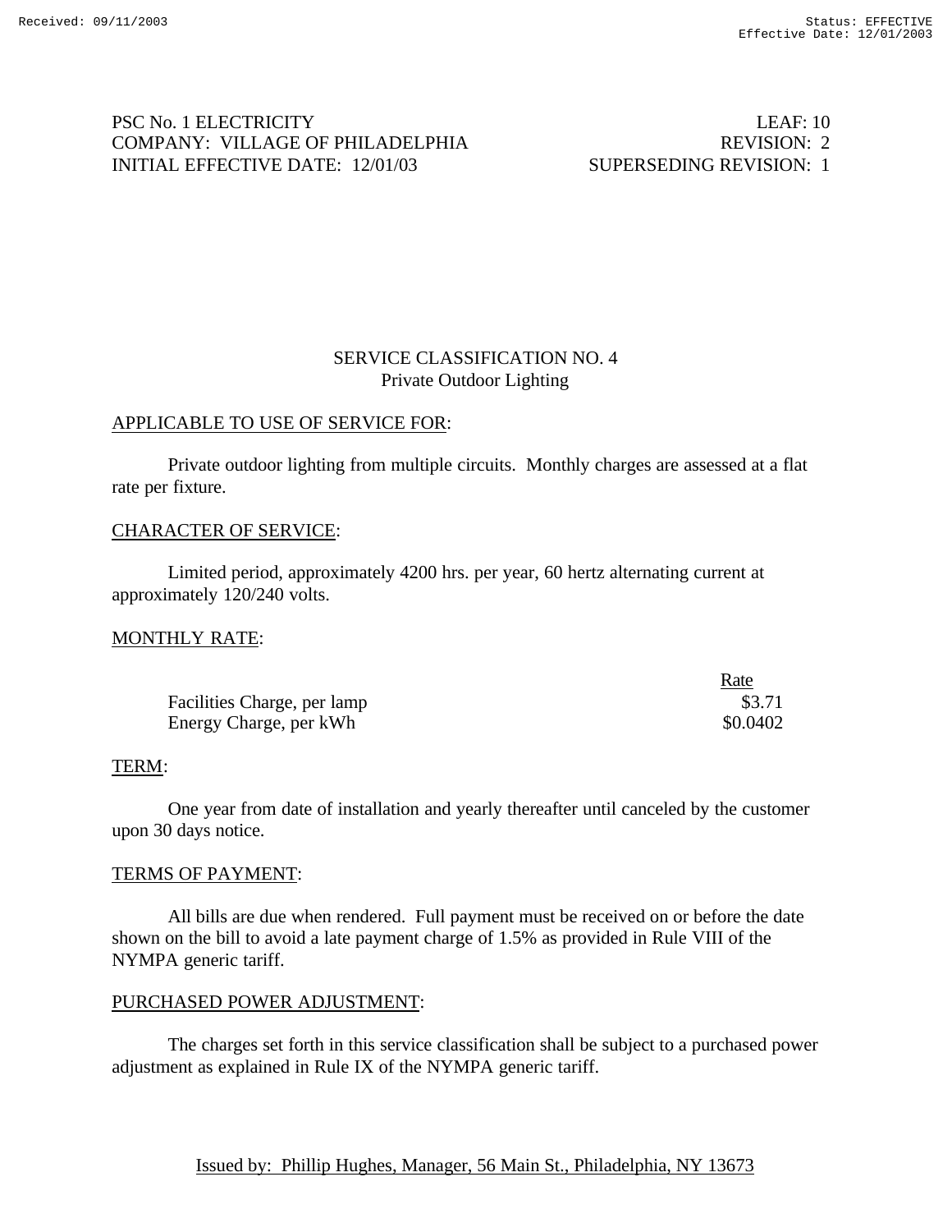PSC No. 1 ELECTRICITY — LEAF: 10
COMPANY: VILLAGE OF PHILADELPHIA — REVISION: 2
INITIAL EFFECTIVE DATE: 12/01/03 — SUPERSEDING REVISION: 1

## SERVICE CLASSIFICATION NO. 4
### Private Outdoor Lighting

APPLICABLE TO USE OF SERVICE FOR:

Private outdoor lighting from multiple circuits. Monthly charges are assessed at a flat rate per fixture.

CHARACTER OF SERVICE:

Limited period, approximately 4200 hrs. per year, 60 hertz alternating current at approximately 120/240 volts.

MONTHLY RATE:

| | Rate |
|---|---|
| Facilities Charge, per lamp | $3.71 |
| Energy Charge, per kWh | $0.0402 |

TERM:

One year from date of installation and yearly thereafter until canceled by the customer upon 30 days notice.

TERMS OF PAYMENT:

All bills are due when rendered. Full payment must be received on or before the date shown on the bill to avoid a late payment charge of 1.5% as provided in Rule VIII of the NYMPA generic tariff.

PURCHASED POWER ADJUSTMENT:

The charges set forth in this service classification shall be subject to a purchased power adjustment as explained in Rule IX of the NYMPA generic tariff.

Issued by: Phillip Hughes, Manager, 56 Main St., Philadelphia, NY 13673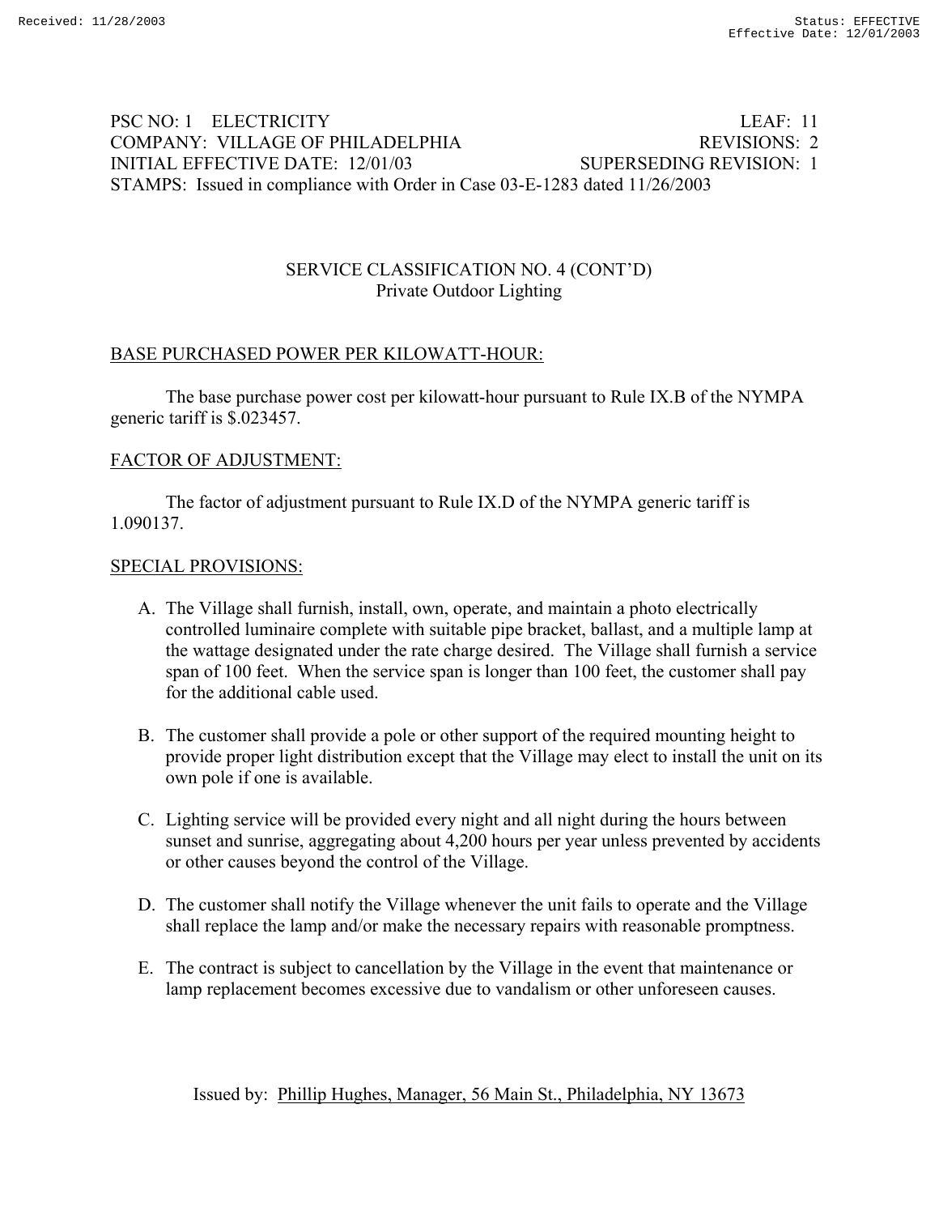PSC NO: 1 ELECTRICITY LEAF: 11
COMPANY: VILLAGE OF PHILADELPHIA REVISIONS: 2
INITIAL EFFECTIVE DATE: 12/01/03 SUPERSEDING REVISION: 1
STAMPS: Issued in compliance with Order in Case 03-E-1283 dated 11/26/2003

## SERVICE CLASSIFICATION NO. 4 (CONT'D)
### Private Outdoor Lighting

BASE PURCHASED POWER PER KILOWATT-HOUR:

The base purchase power cost per kilowatt-hour pursuant to Rule IX.B of the NYMPA generic tariff is $.023457.

FACTOR OF ADJUSTMENT:

The factor of adjustment pursuant to Rule IX.D of the NYMPA generic tariff is 1.090137.

SPECIAL PROVISIONS:

A. The Village shall furnish, install, own, operate, and maintain a photo electrically controlled luminaire complete with suitable pipe bracket, ballast, and a multiple lamp at the wattage designated under the rate charge desired. The Village shall furnish a service span of 100 feet. When the service span is longer than 100 feet, the customer shall pay for the additional cable used.

B. The customer shall provide a pole or other support of the required mounting height to provide proper light distribution except that the Village may elect to install the unit on its own pole if one is available.

C. Lighting service will be provided every night and all night during the hours between sunset and sunrise, aggregating about 4,200 hours per year unless prevented by accidents or other causes beyond the control of the Village.

D. The customer shall notify the Village whenever the unit fails to operate and the Village shall replace the lamp and/or make the necessary repairs with reasonable promptness.

E. The contract is subject to cancellation by the Village in the event that maintenance or lamp replacement becomes excessive due to vandalism or other unforeseen causes.

Issued by: Phillip Hughes, Manager, 56 Main St., Philadelphia, NY 13673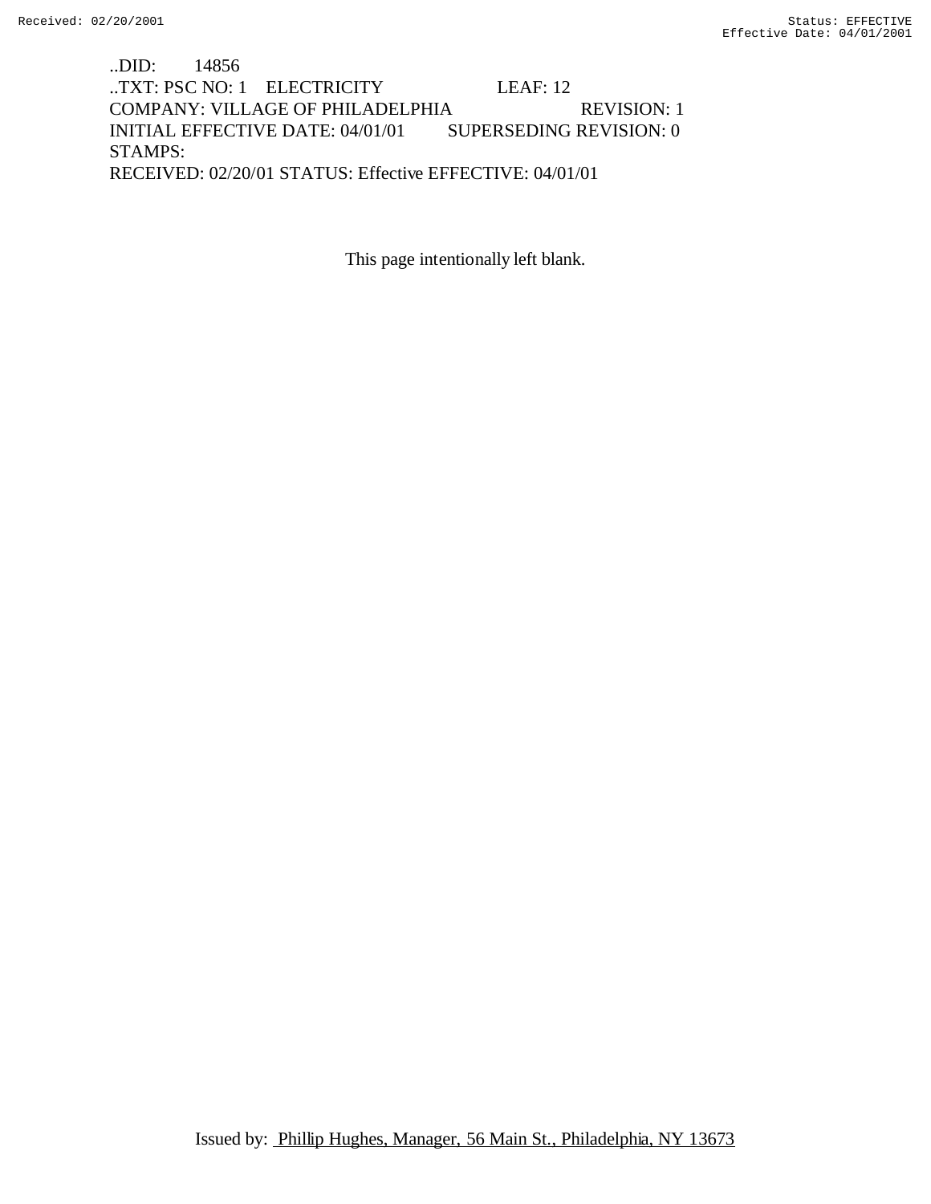..DID: 14856
..TXT: PSC NO: 1 ELECTRICITY LEAF: 12
COMPANY: VILLAGE OF PHILADELPHIA REVISION: 1
INITIAL EFFECTIVE DATE: 04/01/01 SUPERSEDING REVISION: 0
STAMPS:
RECEIVED: 02/20/01 STATUS: Effective EFFECTIVE: 04/01/01

This page intentionally left blank.

Issued by: Phillip Hughes, Manager, 56 Main St., Philadelphia, NY 13673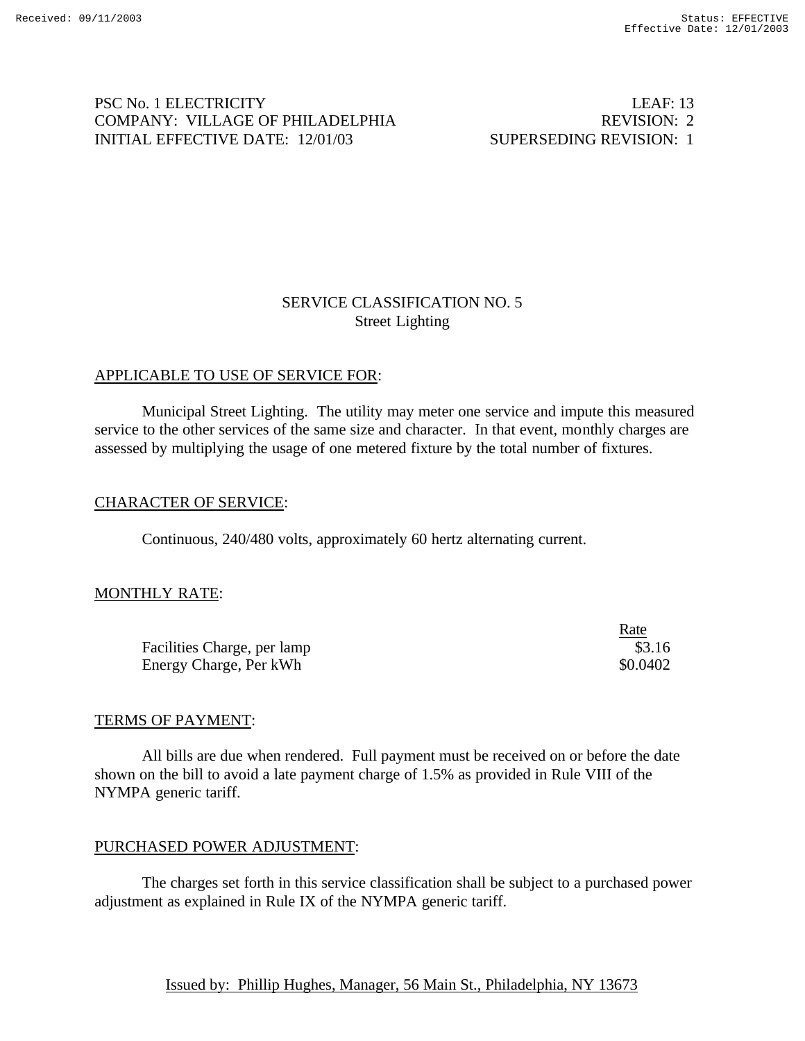PSC No. 1 ELECTRICITY LEAF: 13
COMPANY: VILLAGE OF PHILADELPHIA REVISION: 2
INITIAL EFFECTIVE DATE: 12/01/03 SUPERSEDING REVISION: 1

## SERVICE CLASSIFICATION NO. 5
### Street Lighting

APPLICABLE TO USE OF SERVICE FOR:

Municipal Street Lighting. The utility may meter one service and impute this measured service to the other services of the same size and character. In that event, monthly charges are assessed by multiplying the usage of one metered fixture by the total number of fixtures.

CHARACTER OF SERVICE:

Continuous, 240/480 volts, approximately 60 hertz alternating current.

MONTHLY RATE:

| | Rate |
|---|---|
| Facilities Charge, per lamp | $3.16 |
| Energy Charge, Per kWh | $0.0402 |

TERMS OF PAYMENT:

All bills are due when rendered. Full payment must be received on or before the date shown on the bill to avoid a late payment charge of 1.5% as provided in Rule VIII of the NYMPA generic tariff.

PURCHASED POWER ADJUSTMENT:

The charges set forth in this service classification shall be subject to a purchased power adjustment as explained in Rule IX of the NYMPA generic tariff.

Issued by: Phillip Hughes, Manager, 56 Main St., Philadelphia, NY 13673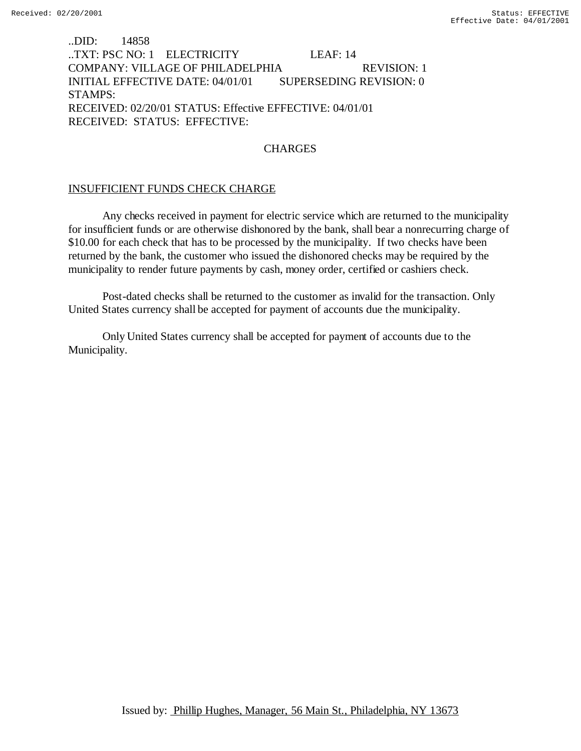..DID: 14858
..TXT: PSC NO: 1 ELECTRICITY LEAF: 14
COMPANY: VILLAGE OF PHILADELPHIA REVISION: 1
INITIAL EFFECTIVE DATE: 04/01/01 SUPERSEDING REVISION: 0
STAMPS:
RECEIVED: 02/20/01 STATUS: Effective EFFECTIVE: 04/01/01
RECEIVED: STATUS: EFFECTIVE:

CHARGES

INSUFFICIENT FUNDS CHECK CHARGE

Any checks received in payment for electric service which are returned to the municipality for insufficient funds or are otherwise dishonored by the bank, shall bear a nonrecurring charge of $10.00 for each check that has to be processed by the municipality. If two checks have been returned by the bank, the customer who issued the dishonored checks may be required by the municipality to render future payments by cash, money order, certified or cashiers check.

Post-dated checks shall be returned to the customer as invalid for the transaction. Only United States currency shall be accepted for payment of accounts due the municipality.

Only United States currency shall be accepted for payment of accounts due to the Municipality.

Issued by: Phillip Hughes, Manager, 56 Main St., Philadelphia, NY 13673